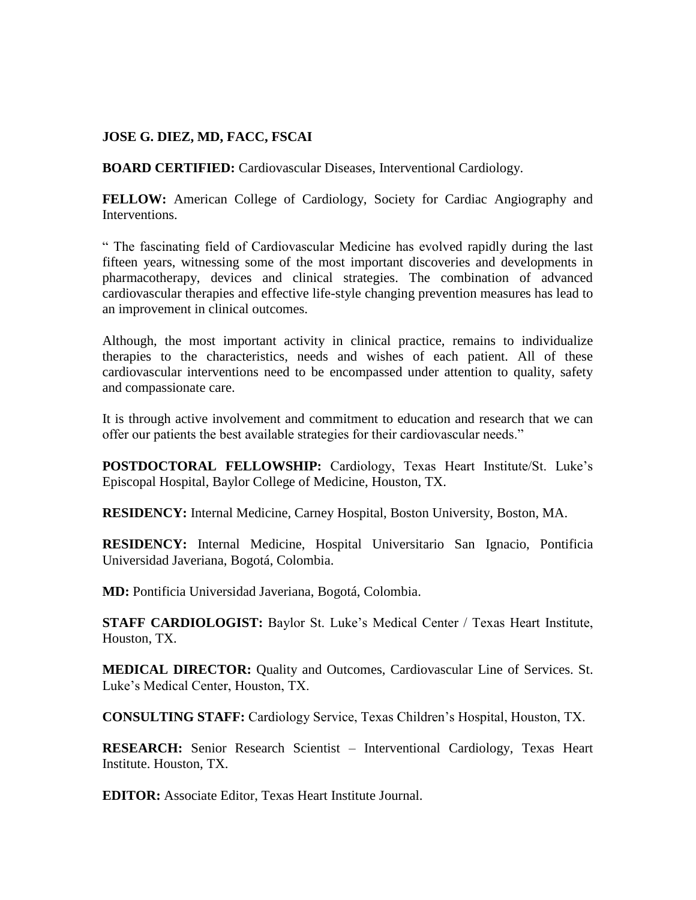**JOSE G. DIEZ, MD, FACC, FSCAI**

**BOARD CERTIFIED:** Cardiovascular Diseases, Interventional Cardiology.

**FELLOW:** American College of Cardiology, Society for Cardiac Angiography and Interventions.

" The fascinating field of Cardiovascular Medicine has evolved rapidly during the last fifteen years, witnessing some of the most important discoveries and developments in pharmacotherapy, devices and clinical strategies. The combination of advanced cardiovascular therapies and effective life-style changing prevention measures has lead to an improvement in clinical outcomes.

Although, the most important activity in clinical practice, remains to individualize therapies to the characteristics, needs and wishes of each patient. All of these cardiovascular interventions need to be encompassed under attention to quality, safety and compassionate care.

It is through active involvement and commitment to education and research that we can offer our patients the best available strategies for their cardiovascular needs."

**POSTDOCTORAL FELLOWSHIP:** Cardiology, Texas Heart Institute/St. Luke's Episcopal Hospital, Baylor College of Medicine, Houston, TX.

**RESIDENCY:** Internal Medicine, Carney Hospital, Boston University, Boston, MA.

**RESIDENCY:** Internal Medicine, Hospital Universitario San Ignacio, Pontificia Universidad Javeriana, Bogotá, Colombia.

**MD:** Pontificia Universidad Javeriana, Bogotá, Colombia.

**STAFF CARDIOLOGIST:** Baylor St. Luke's Medical Center / Texas Heart Institute, Houston, TX.

**MEDICAL DIRECTOR:** Quality and Outcomes, Cardiovascular Line of Services. St. Luke's Medical Center, Houston, TX.

**CONSULTING STAFF:** Cardiology Service, Texas Children's Hospital, Houston, TX.

**RESEARCH:** Senior Research Scientist – Interventional Cardiology, Texas Heart Institute. Houston, TX.

**EDITOR:** Associate Editor, Texas Heart Institute Journal.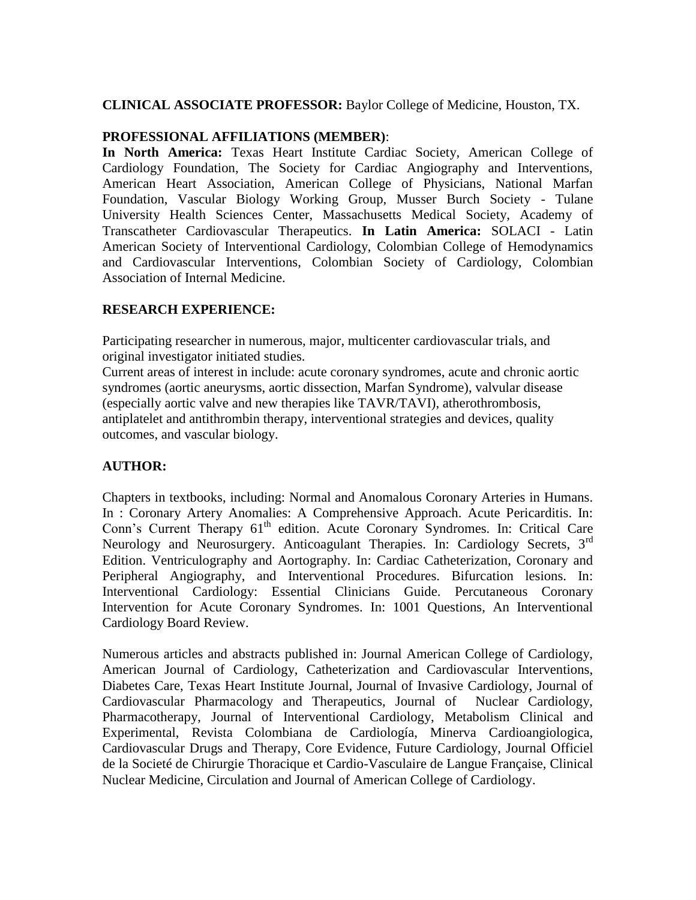**CLINICAL ASSOCIATE PROFESSOR:** Baylor College of Medicine, Houston, TX.

**PROFESSIONAL AFFILIATIONS (MEMBER)**:

**In North America:** Texas Heart Institute Cardiac Society, American College of Cardiology Foundation, The Society for Cardiac Angiography and Interventions, American Heart Association, American College of Physicians, National Marfan Foundation, Vascular Biology Working Group, Musser Burch Society - Tulane University Health Sciences Center, Massachusetts Medical Society, Academy of Transcatheter Cardiovascular Therapeutics. **In Latin America:** SOLACI - Latin American Society of Interventional Cardiology, Colombian College of Hemodynamics and Cardiovascular Interventions, Colombian Society of Cardiology, Colombian Association of Internal Medicine.

**RESEARCH EXPERIENCE:**

Participating researcher in numerous, major, multicenter cardiovascular trials, and original investigator initiated studies.

Current areas of interest in include: acute coronary syndromes, acute and chronic aortic syndromes (aortic aneurysms, aortic dissection, Marfan Syndrome), valvular disease (especially aortic valve and new therapies like TAVR/TAVI), atherothrombosis, antiplatelet and antithrombin therapy, interventional strategies and devices, quality outcomes, and vascular biology.

**AUTHOR:**

Chapters in textbooks, including: Normal and Anomalous Coronary Arteries in Humans. In : Coronary Artery Anomalies: A Comprehensive Approach. Acute Pericarditis. In: Conn's Current Therapy 61th edition. Acute Coronary Syndromes. In: Critical Care Neurology and Neurosurgery. Anticoagulant Therapies. In: Cardiology Secrets, 3rd Edition. Ventriculography and Aortography. In: Cardiac Catheterization, Coronary and Peripheral Angiography, and Interventional Procedures. Bifurcation lesions. In: Interventional Cardiology: Essential Clinicians Guide. Percutaneous Coronary Intervention for Acute Coronary Syndromes. In: 1001 Questions, An Interventional Cardiology Board Review.

Numerous articles and abstracts published in: Journal American College of Cardiology, American Journal of Cardiology, Catheterization and Cardiovascular Interventions, Diabetes Care, Texas Heart Institute Journal, Journal of Invasive Cardiology, Journal of Cardiovascular Pharmacology and Therapeutics, Journal of Nuclear Cardiology, Pharmacotherapy, Journal of Interventional Cardiology, Metabolism Clinical and Experimental, Revista Colombiana de Cardiología, Minerva Cardioangiologica, Cardiovascular Drugs and Therapy, Core Evidence, Future Cardiology, Journal Officiel de la Societé de Chirurgie Thoracique et Cardio-Vasculaire de Langue Française, Clinical Nuclear Medicine, Circulation and Journal of American College of Cardiology.